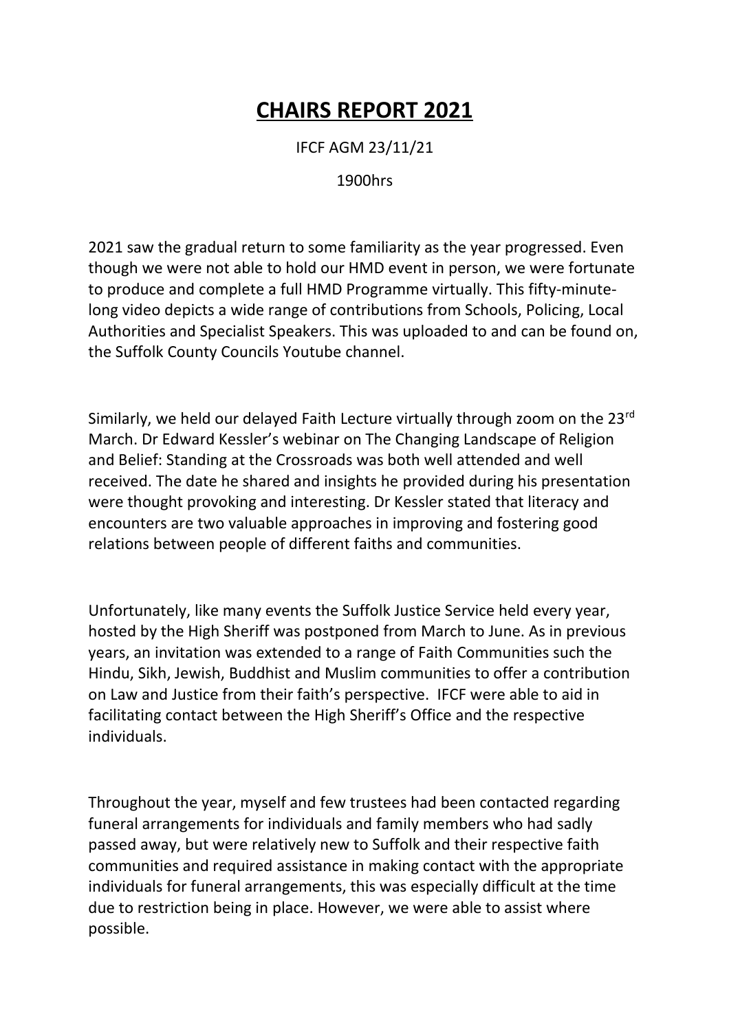# CHAIRS REPORT 2021

IFCF AGM 23/11/21

1900hrs

2021 saw the gradual return to some familiarity as the year progressed. Even though we were not able to hold our HMD event in person, we were fortunate to produce and complete a full HMD Programme virtually. This fifty-minute-long video depicts a wide range of contributions from Schools, Policing, Local Authorities and Specialist Speakers. This was uploaded to and can be found on, the Suffolk County Councils Youtube channel.

Similarly, we held our delayed Faith Lecture virtually through zoom on the 23rd March. Dr Edward Kessler's webinar on The Changing Landscape of Religion and Belief: Standing at the Crossroads was both well attended and well received. The date he shared and insights he provided during his presentation were thought provoking and interesting. Dr Kessler stated that literacy and encounters are two valuable approaches in improving and fostering good relations between people of different faiths and communities.

Unfortunately, like many events the Suffolk Justice Service held every year, hosted by the High Sheriff was postponed from March to June. As in previous years, an invitation was extended to a range of Faith Communities such the Hindu, Sikh, Jewish, Buddhist and Muslim communities to offer a contribution on Law and Justice from their faith's perspective. IFCF were able to aid in facilitating contact between the High Sheriff's Office and the respective individuals.

Throughout the year, myself and few trustees had been contacted regarding funeral arrangements for individuals and family members who had sadly passed away, but were relatively new to Suffolk and their respective faith communities and required assistance in making contact with the appropriate individuals for funeral arrangements, this was especially difficult at the time due to restriction being in place. However, we were able to assist where possible.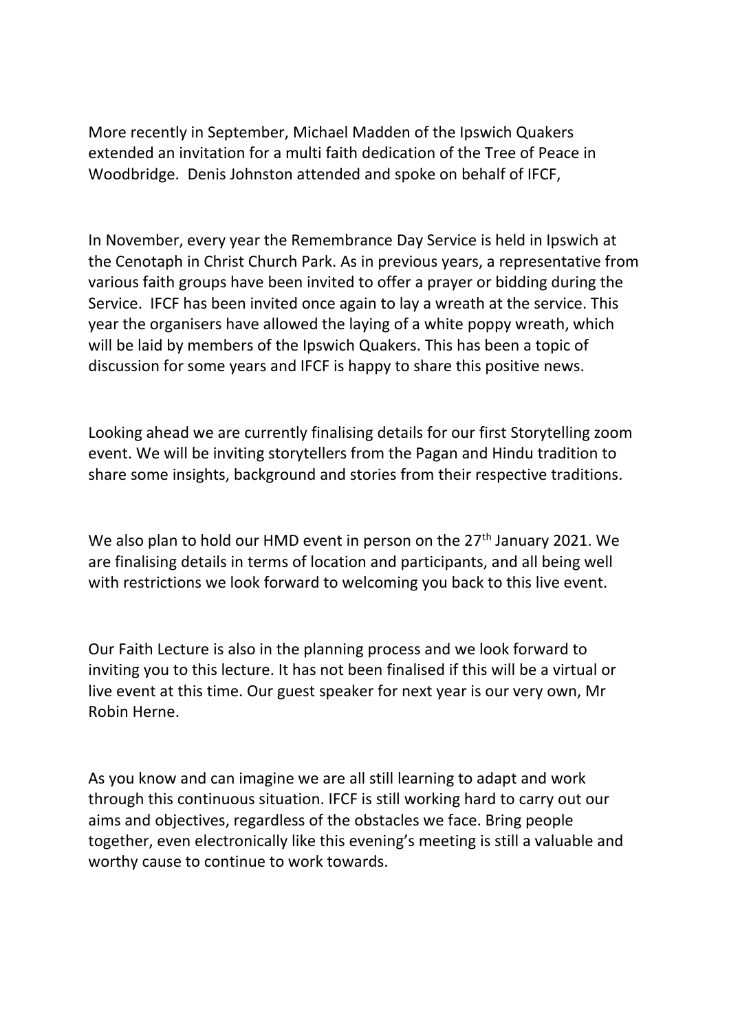More recently in September, Michael Madden of the Ipswich Quakers extended an invitation for a multi faith dedication of the Tree of Peace in Woodbridge.  Denis Johnston attended and spoke on behalf of IFCF,

In November, every year the Remembrance Day Service is held in Ipswich at the Cenotaph in Christ Church Park. As in previous years, a representative from various faith groups have been invited to offer a prayer or bidding during the Service.  IFCF has been invited once again to lay a wreath at the service. This year the organisers have allowed the laying of a white poppy wreath, which will be laid by members of the Ipswich Quakers. This has been a topic of discussion for some years and IFCF is happy to share this positive news.

Looking ahead we are currently finalising details for our first Storytelling zoom event. We will be inviting storytellers from the Pagan and Hindu tradition to share some insights, background and stories from their respective traditions.

We also plan to hold our HMD event in person on the 27th January 2021. We are finalising details in terms of location and participants, and all being well with restrictions we look forward to welcoming you back to this live event.

Our Faith Lecture is also in the planning process and we look forward to inviting you to this lecture. It has not been finalised if this will be a virtual or live event at this time. Our guest speaker for next year is our very own, Mr Robin Herne.

As you know and can imagine we are all still learning to adapt and work through this continuous situation. IFCF is still working hard to carry out our aims and objectives, regardless of the obstacles we face. Bring people together, even electronically like this evening's meeting is still a valuable and worthy cause to continue to work towards.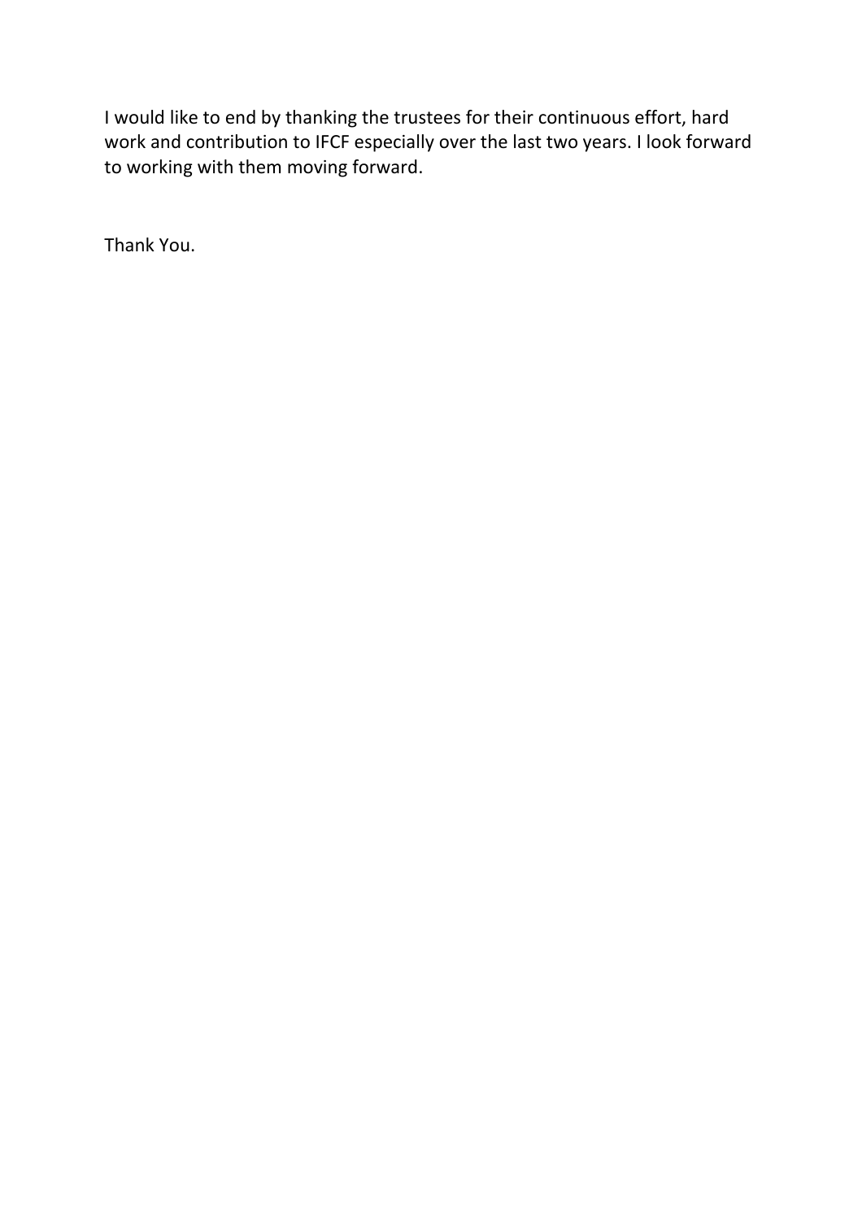I would like to end by thanking the trustees for their continuous effort, hard work and contribution to IFCF especially over the last two years. I look forward to working with them moving forward.

Thank You.